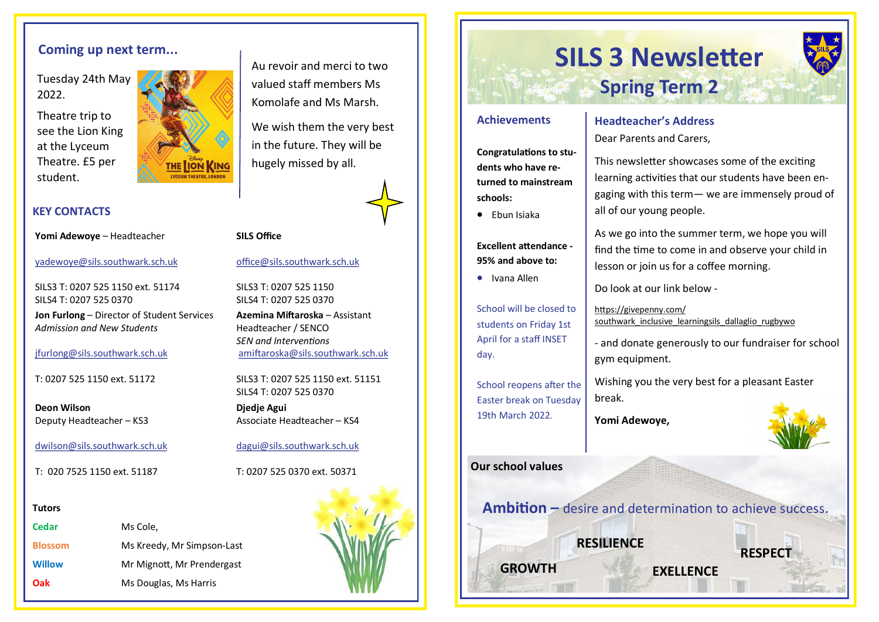# SILS 3 Newsletter

## Spring Term 2

### Achievements

**Congratulations to students who have re-turned to mainstream schools:**

- Ebun Isiaka

**Excellent attendance - 95% and above to:**

- Ivana Allen

School will be closed to students on Friday 1st April for a staff INSET day.

School reopens after the Easter break on Tuesday 19th March 2022.

### Headteacher's Address

Dear Parents and Carers,

This newsletter showcases some of the exciting learning activities that our students have been engaging with this term— we are immensely proud of all of our young people.

As we go into the summer term, we hope you will find the time to come in and observe your child in lesson or join us for a coffee morning.

Do look at our link below -

https://givepenny.com/southwark_inclusive_learningsils_dallaglio_rugbywo

- and donate generously to our fundraiser for school gym equipment.

Wishing you the very best for a pleasant Easter break.

**Yomi Adewoye,**

### Our school values

**Ambition –** desire and determination to achieve success.

**RESILIENCE**

**RESPECT**

**GROWTH**

**EXELLENCE**

### Coming up next term...

Tuesday 24th May 2022.

Theatre trip to see the Lion King at the Lyceum Theatre. £5 per student.

Au revoir and merci to two valued staff members Ms Komolafe and Ms Marsh.

We wish them the very best in the future. They will be hugely missed by all.

### KEY CONTACTS

**Yomi Adewoye** – Headteacher

yadewoye@sils.southwark.sch.uk

SILS3 T: 0207 525 1150 ext. 51174
SILS4 T: 0207 525 0370

**Jon Furlong** – Director of Student Services
*Admission and New Students*

jfurlong@sils.southwark.sch.uk

T: 0207 525 1150 ext. 51172

**Deon Wilson**
Deputy Headteacher – KS3

dwilson@sils.southwark.sch.uk

T: 020 7525 1150 ext. 51187

**SILS Office**

office@sils.southwark.sch.uk

SILS3 T: 0207 525 1150
SILS4 T: 0207 525 0370

**Azemina Miftaroska** – Assistant Headteacher / SENCO
*SEN and Interventions*

amiftaroska@sils.southwark.sch.uk

SILS3 T: 0207 525 1150 ext. 51151
SILS4 T: 0207 525 0370

**Djedje Agui**
Associate Headteacher – KS4

dagui@sils.southwark.sch.uk

T: 0207 525 0370 ext. 50371

**Tutors**

| | |
|---|---|
| Cedar | Ms Cole, |
| Blossom | Ms Kreedy, Mr Simpson-Last |
| Willow | Mr Mignott, Mr Prendergast |
| Oak | Ms Douglas, Ms Harris |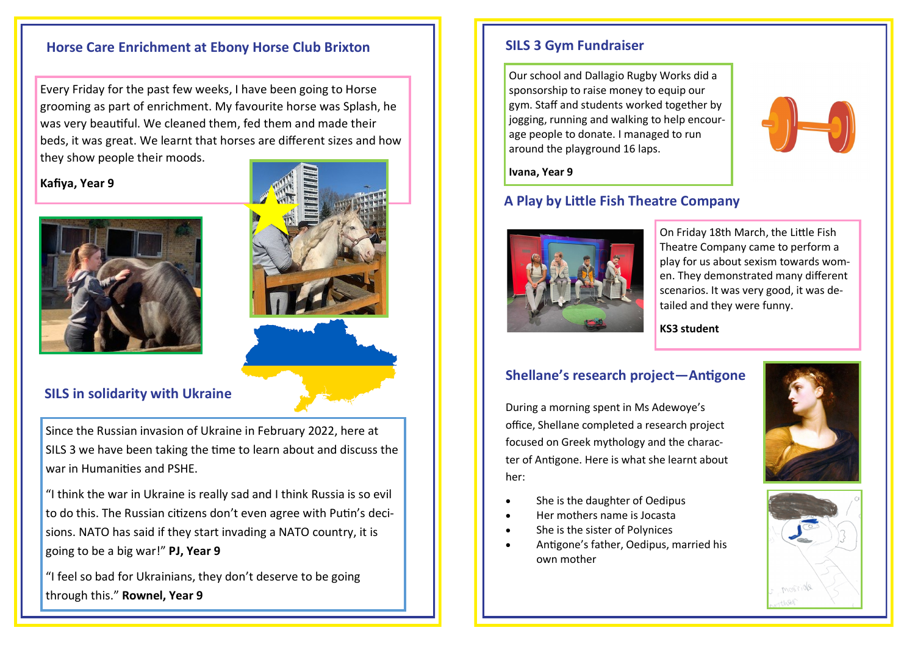## Horse Care Enrichment at Ebony Horse Club Brixton

Every Friday for the past few weeks, I have been going to Horse grooming as part of enrichment. My favourite horse was Splash, he was very beautiful. We cleaned them, fed them and made their beds, it was great. We learnt that horses are different sizes and how they show people their moods.

**Kafiya, Year 9**

## SILS in solidarity with Ukraine

Since the Russian invasion of Ukraine in February 2022, here at SILS 3 we have been taking the time to learn about and discuss the war in Humanities and PSHE.

"I think the war in Ukraine is really sad and I think Russia is so evil to do this. The Russian citizens don't even agree with Putin's decisions. NATO has said if they start invading a NATO country, it is going to be a big war!" **PJ, Year 9**

"I feel so bad for Ukrainians, they don't deserve to be going through this." **Rownel, Year 9**

## SILS 3 Gym Fundraiser

Our school and Dallagio Rugby Works did a sponsorship to raise money to equip our gym. Staff and students worked together by jogging, running and walking to help encourage people to donate. I managed to run around the playground 16 laps.

**Ivana, Year 9**

## A Play by Little Fish Theatre Company

On Friday 18th March, the Little Fish Theatre Company came to perform a play for us about sexism towards women. They demonstrated many different scenarios. It was very good, it was detailed and they were funny.

**KS3 student**

## Shellane's research project—Antigone

During a morning spent in Ms Adewoye's office, Shellane completed a research project focused on Greek mythology and the character of Antigone. Here is what she learnt about her:

- She is the daughter of Oedipus
- Her mothers name is Jocasta
- She is the sister of Polynices
- Antigone's father, Oedipus, married his own mother